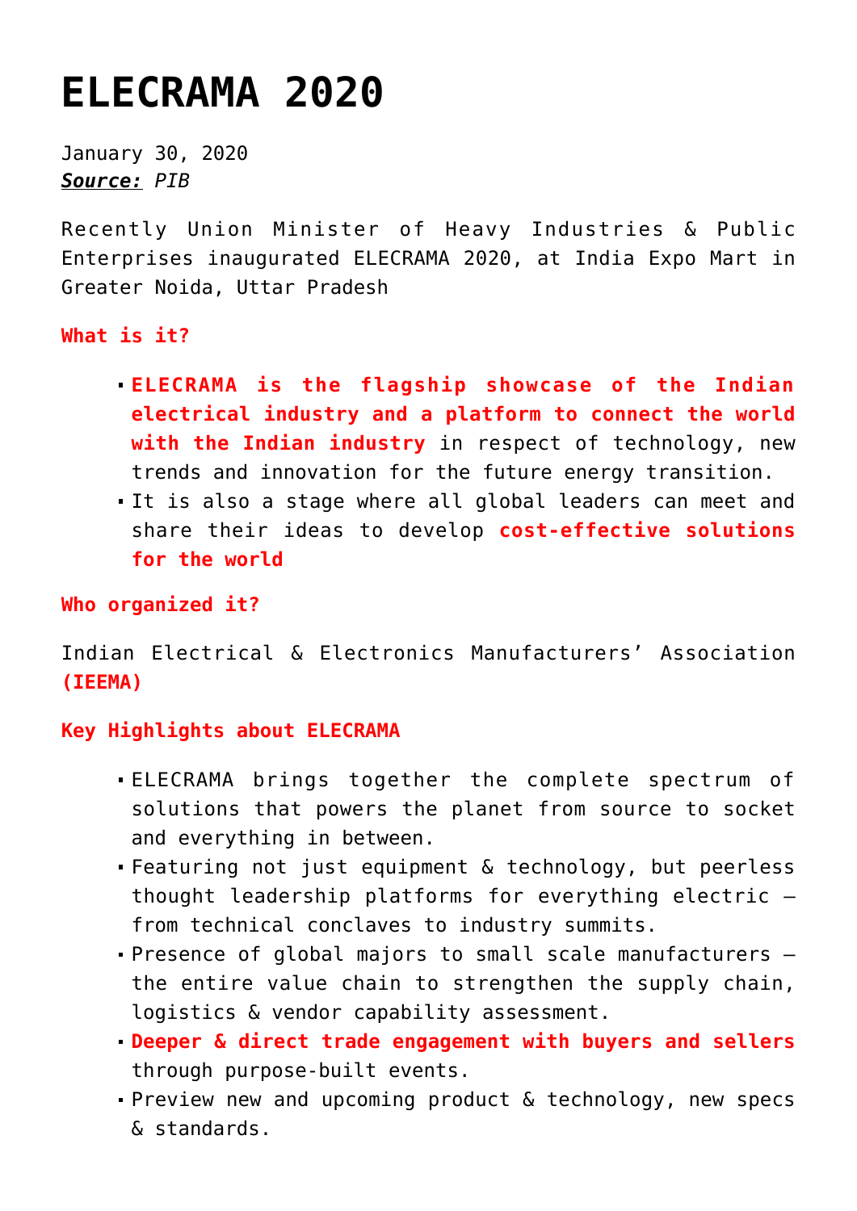# ELECRAMA 2020

January 30, 2020
***Source:*** *PIB*

Recently Union Minister of Heavy Industries & Public Enterprises inaugurated ELECRAMA 2020, at India Expo Mart in Greater Noida, Uttar Pradesh

**What is it?**

- **ELECRAMA is the flagship showcase of the Indian electrical industry and a platform to connect the world with the Indian industry** in respect of technology, new trends and innovation for the future energy transition.
- It is also a stage where all global leaders can meet and share their ideas to develop **cost-effective solutions for the world**

**Who organized it?**

Indian Electrical & Electronics Manufacturers' Association **(IEEMA)**

**Key Highlights about ELECRAMA**

- ELECRAMA brings together the complete spectrum of solutions that powers the planet from source to socket and everything in between.
- Featuring not just equipment & technology, but peerless thought leadership platforms for everything electric – from technical conclaves to industry summits.
- Presence of global majors to small scale manufacturers – the entire value chain to strengthen the supply chain, logistics & vendor capability assessment.
- **Deeper & direct trade engagement with buyers and sellers** through purpose-built events.
- Preview new and upcoming product & technology, new specs & standards.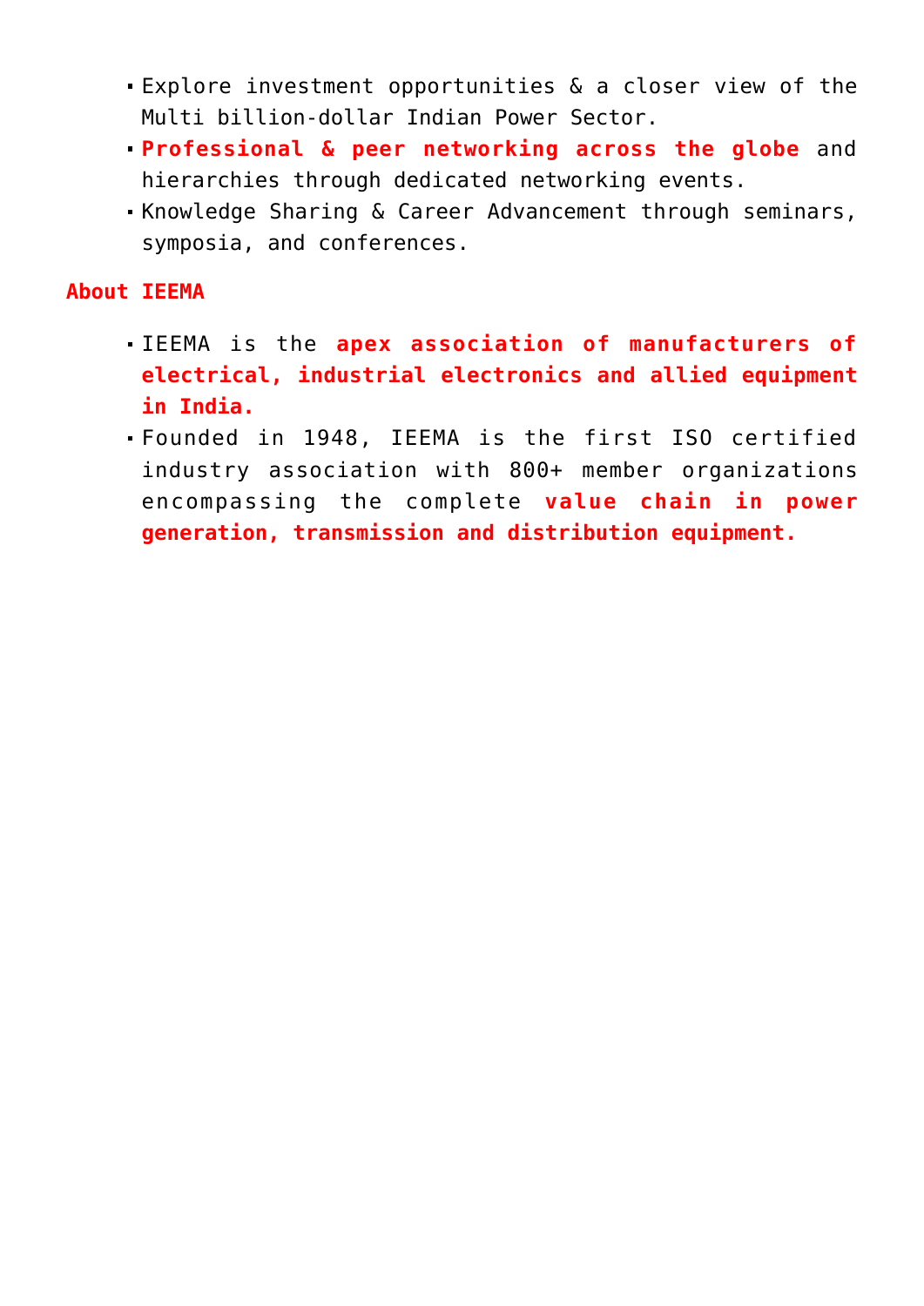- Explore investment opportunities & a closer view of the Multi billion-dollar Indian Power Sector.
- **Professional & peer networking across the globe** and hierarchies through dedicated networking events.
- Knowledge Sharing & Career Advancement through seminars, symposia, and conferences.

**About IEEMA**

- IEEMA is the **apex association of manufacturers of electrical, industrial electronics and allied equipment in India.**
- Founded in 1948, IEEMA is the first ISO certified industry association with 800+ member organizations encompassing the complete **value chain in power generation, transmission and distribution equipment.**